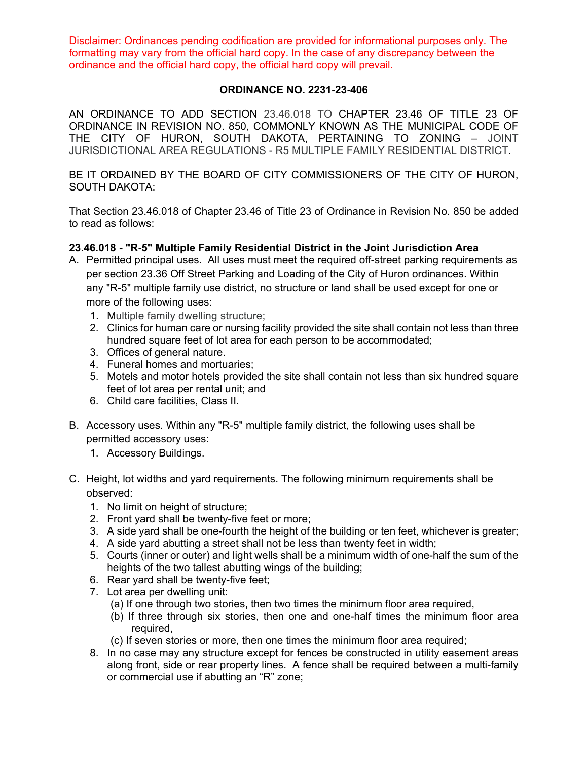Disclaimer: Ordinances pending codification are provided for informational purposes only. The formatting may vary from the official hard copy. In the case of any discrepancy between the ordinance and the official hard copy, the official hard copy will prevail.

**ORDINANCE NO. 2231-23-406**

AN ORDINANCE TO ADD SECTION 23.46.018 TO CHAPTER 23.46 OF TITLE 23 OF ORDINANCE IN REVISION NO. 850, COMMONLY KNOWN AS THE MUNICIPAL CODE OF THE CITY OF HURON, SOUTH DAKOTA, PERTAINING TO ZONING – JOINT JURISDICTIONAL AREA REGULATIONS - R5 MULTIPLE FAMILY RESIDENTIAL DISTRICT.

BE IT ORDAINED BY THE BOARD OF CITY COMMISSIONERS OF THE CITY OF HURON, SOUTH DAKOTA:

That Section 23.46.018 of Chapter 23.46 of Title 23 of Ordinance in Revision No. 850 be added to read as follows:

**23.46.018 - "R-5" Multiple Family Residential District in the Joint Jurisdiction Area**

A. Permitted principal uses. All uses must meet the required off-street parking requirements as per section 23.36 Off Street Parking and Loading of the City of Huron ordinances. Within any "R-5" multiple family use district, no structure or land shall be used except for one or more of the following uses:
   1. Multiple family dwelling structure;
   2. Clinics for human care or nursing facility provided the site shall contain not less than three hundred square feet of lot area for each person to be accommodated;
   3. Offices of general nature.
   4. Funeral homes and mortuaries;
   5. Motels and motor hotels provided the site shall contain not less than six hundred square feet of lot area per rental unit; and
   6. Child care facilities, Class II.

B. Accessory uses. Within any "R-5" multiple family district, the following uses shall be permitted accessory uses:
   1. Accessory Buildings.

C. Height, lot widths and yard requirements. The following minimum requirements shall be observed:
   1. No limit on height of structure;
   2. Front yard shall be twenty-five feet or more;
   3. A side yard shall be one-fourth the height of the building or ten feet, whichever is greater;
   4. A side yard abutting a street shall not be less than twenty feet in width;
   5. Courts (inner or outer) and light wells shall be a minimum width of one-half the sum of the heights of the two tallest abutting wings of the building;
   6. Rear yard shall be twenty-five feet;
   7. Lot area per dwelling unit:
      (a) If one through two stories, then two times the minimum floor area required,
      (b) If three through six stories, then one and one-half times the minimum floor area required,
      (c) If seven stories or more, then one times the minimum floor area required;
   8. In no case may any structure except for fences be constructed in utility easement areas along front, side or rear property lines. A fence shall be required between a multi-family or commercial use if abutting an "R" zone;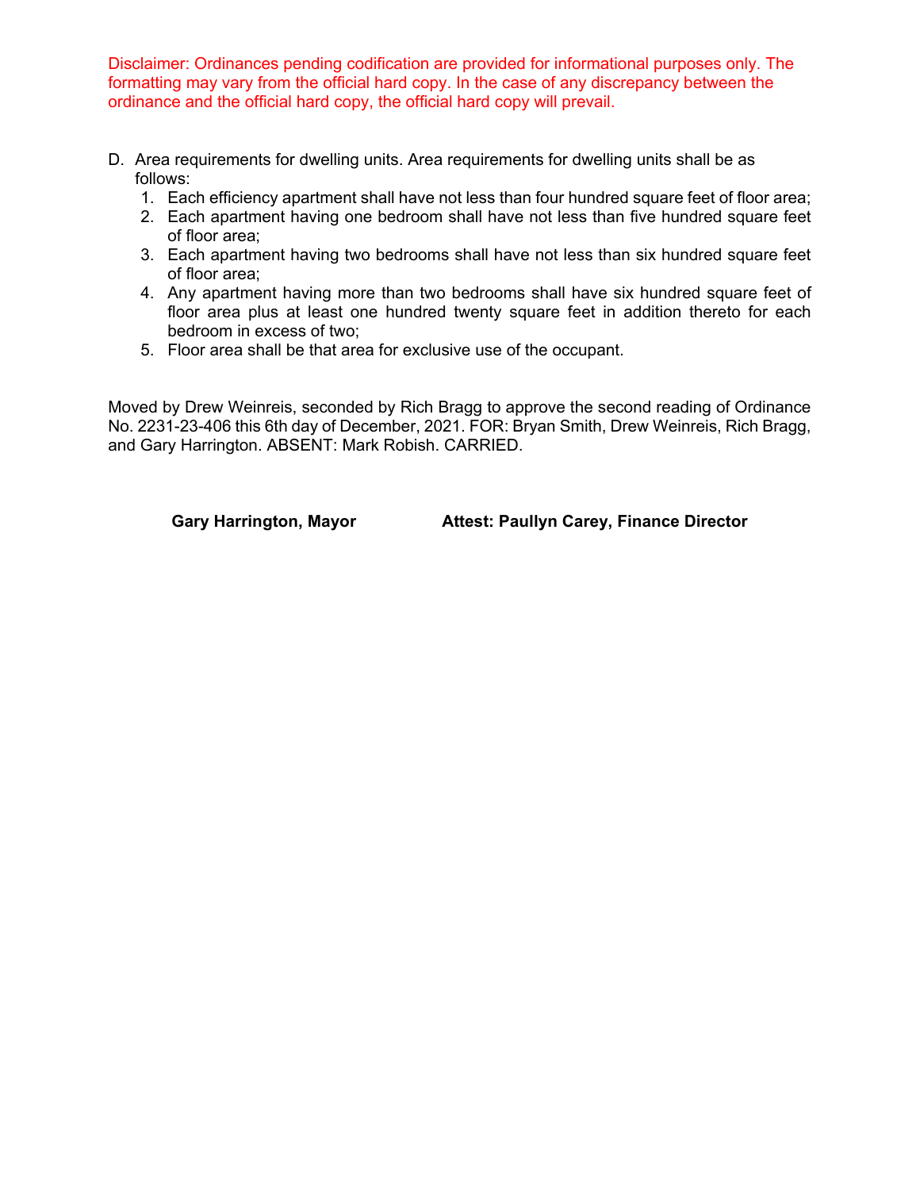Disclaimer: Ordinances pending codification are provided for informational purposes only. The formatting may vary from the official hard copy. In the case of any discrepancy between the ordinance and the official hard copy, the official hard copy will prevail.

D. Area requirements for dwelling units. Area requirements for dwelling units shall be as follows:
   1. Each efficiency apartment shall have not less than four hundred square feet of floor area;
   2. Each apartment having one bedroom shall have not less than five hundred square feet of floor area;
   3. Each apartment having two bedrooms shall have not less than six hundred square feet of floor area;
   4. Any apartment having more than two bedrooms shall have six hundred square feet of floor area plus at least one hundred twenty square feet in addition thereto for each bedroom in excess of two;
   5. Floor area shall be that area for exclusive use of the occupant.

Moved by Drew Weinreis, seconded by Rich Bragg to approve the second reading of Ordinance No. 2231-23-406 this 6th day of December, 2021. FOR: Bryan Smith, Drew Weinreis, Rich Bragg, and Gary Harrington. ABSENT: Mark Robish. CARRIED.

**Gary Harrington, Mayor** **Attest: Paullyn Carey, Finance Director**